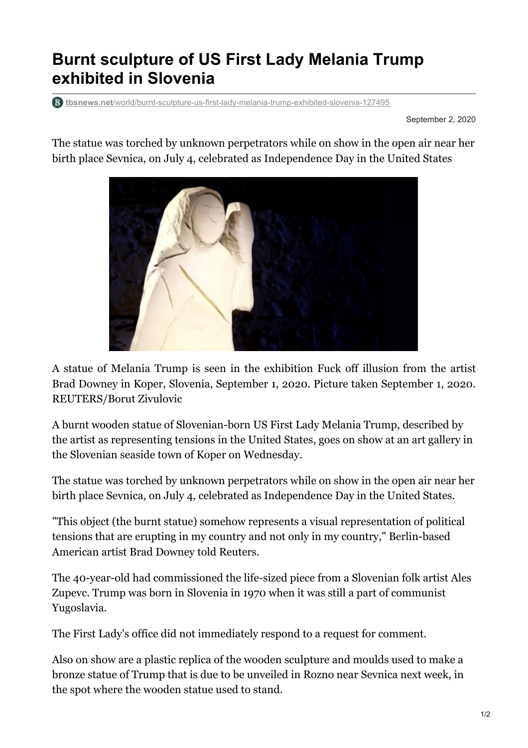# Burnt sculpture of US First Lady Melania Trump exhibited in Slovenia

tbsnews.net/world/burnt-sculpture-us-first-lady-melania-trump-exhibited-slovenia-127495

September 2, 2020

The statue was torched by unknown perpetrators while on show in the open air near her birth place Sevnica, on July 4, celebrated as Independence Day in the United States

A statue of Melania Trump is seen in the exhibition Fuck off illusion from the artist Brad Downey in Koper, Slovenia, September 1, 2020. Picture taken September 1, 2020. REUTERS/Borut Zivulovic

A burnt wooden statue of Slovenian-born US First Lady Melania Trump, described by the artist as representing tensions in the United States, goes on show at an art gallery in the Slovenian seaside town of Koper on Wednesday.

The statue was torched by unknown perpetrators while on show in the open air near her birth place Sevnica, on July 4, celebrated as Independence Day in the United States.

"This object (the burnt statue) somehow represents a visual representation of political tensions that are erupting in my country and not only in my country," Berlin-based American artist Brad Downey told Reuters.

The 40-year-old had commissioned the life-sized piece from a Slovenian folk artist Ales Zupevc. Trump was born in Slovenia in 1970 when it was still a part of communist Yugoslavia.

The First Lady's office did not immediately respond to a request for comment.

Also on show are a plastic replica of the wooden sculpture and moulds used to make a bronze statue of Trump that is due to be unveiled in Rozno near Sevnica next week, in the spot where the wooden statue used to stand.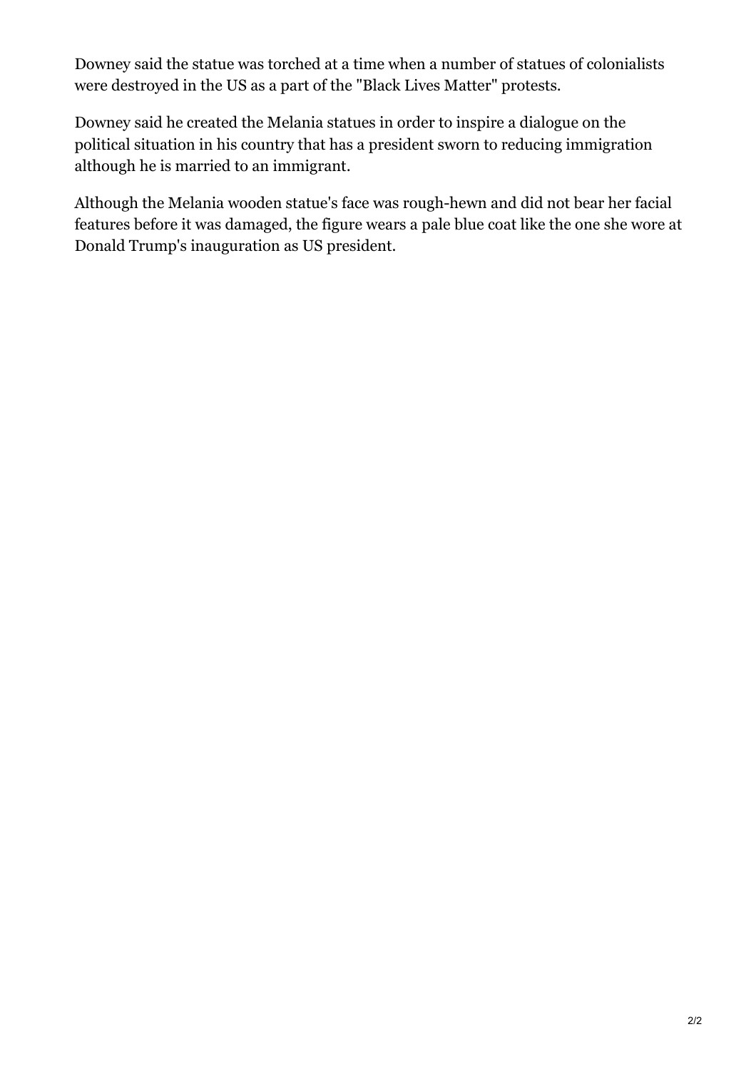Downey said the statue was torched at a time when a number of statues of colonialists were destroyed in the US as a part of the "Black Lives Matter" protests.

Downey said he created the Melania statues in order to inspire a dialogue on the political situation in his country that has a president sworn to reducing immigration although he is married to an immigrant.

Although the Melania wooden statue's face was rough-hewn and did not bear her facial features before it was damaged, the figure wears a pale blue coat like the one she wore at Donald Trump's inauguration as US president.